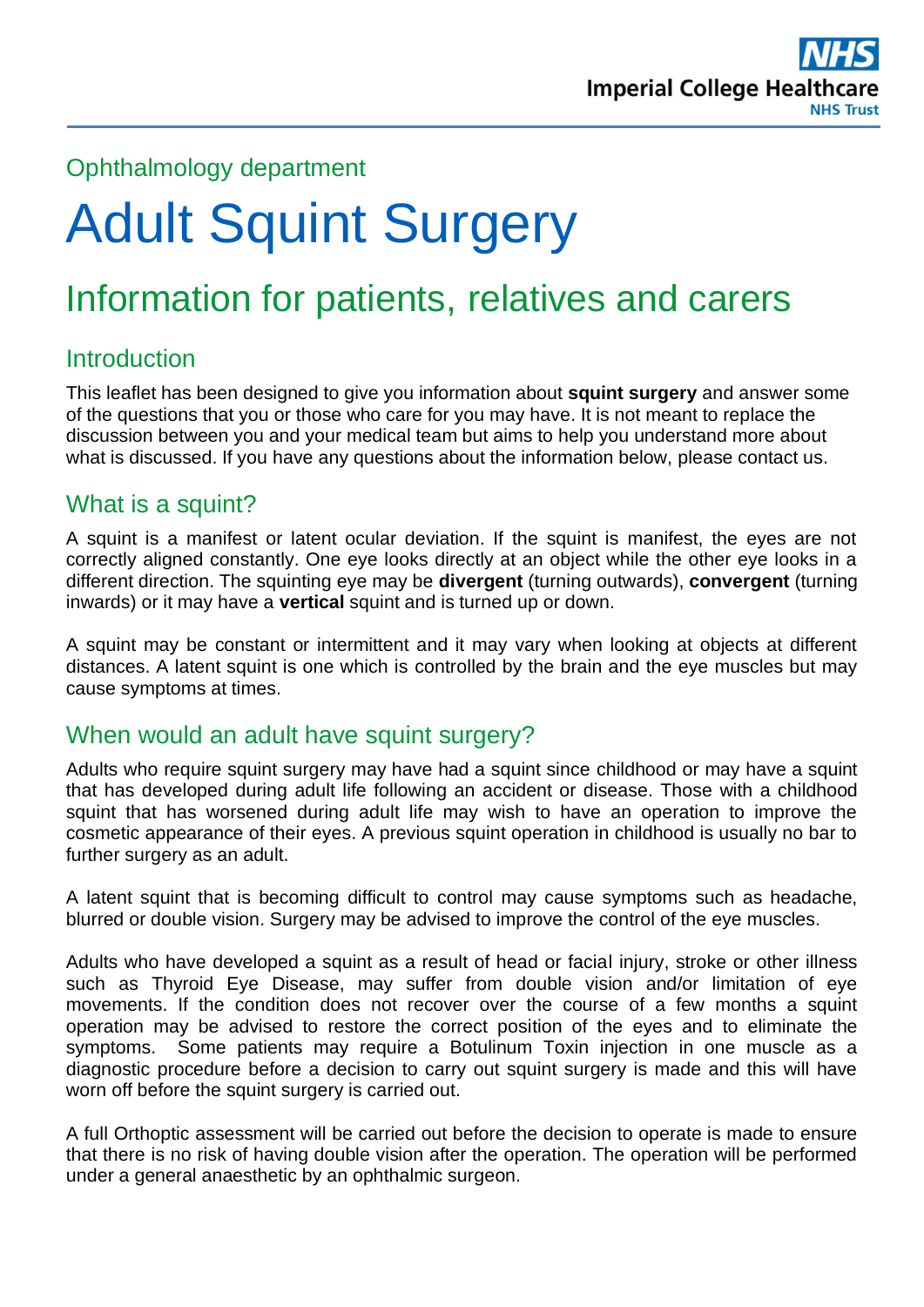Ophthalmology department

# Adult Squint Surgery

## Information for patients, relatives and carers

### Introduction

This leaflet has been designed to give you information about **squint surgery** and answer some of the questions that you or those who care for you may have. It is not meant to replace the discussion between you and your medical team but aims to help you understand more about what is discussed. If you have any questions about the information below, please contact us.

### What is a squint?

A squint is a manifest or latent ocular deviation. If the squint is manifest, the eyes are not correctly aligned constantly. One eye looks directly at an object while the other eye looks in a different direction. The squinting eye may be **divergent** (turning outwards), **convergent** (turning inwards) or it may have a **vertical** squint and is turned up or down.

A squint may be constant or intermittent and it may vary when looking at objects at different distances. A latent squint is one which is controlled by the brain and the eye muscles but may cause symptoms at times.

### When would an adult have squint surgery?

Adults who require squint surgery may have had a squint since childhood or may have a squint that has developed during adult life following an accident or disease. Those with a childhood squint that has worsened during adult life may wish to have an operation to improve the cosmetic appearance of their eyes. A previous squint operation in childhood is usually no bar to further surgery as an adult.

A latent squint that is becoming difficult to control may cause symptoms such as headache, blurred or double vision. Surgery may be advised to improve the control of the eye muscles.

Adults who have developed a squint as a result of head or facial injury, stroke or other illness such as Thyroid Eye Disease, may suffer from double vision and/or limitation of eye movements. If the condition does not recover over the course of a few months a squint operation may be advised to restore the correct position of the eyes and to eliminate the symptoms. Some patients may require a Botulinum Toxin injection in one muscle as a diagnostic procedure before a decision to carry out squint surgery is made and this will have worn off before the squint surgery is carried out.

A full Orthoptic assessment will be carried out before the decision to operate is made to ensure that there is no risk of having double vision after the operation. The operation will be performed under a general anaesthetic by an ophthalmic surgeon.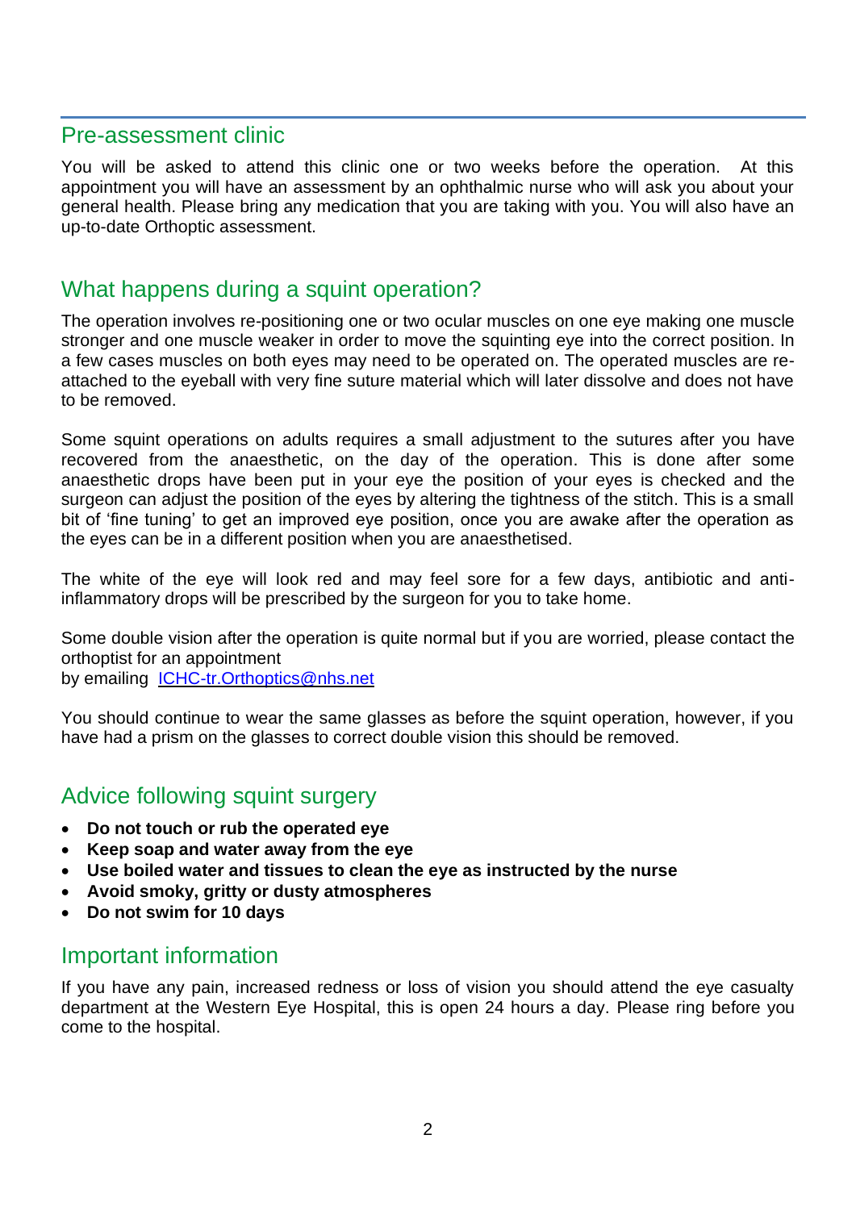## Pre-assessment clinic

You will be asked to attend this clinic one or two weeks before the operation. At this appointment you will have an assessment by an ophthalmic nurse who will ask you about your general health. Please bring any medication that you are taking with you. You will also have an up-to-date Orthoptic assessment.

## What happens during a squint operation?

The operation involves re-positioning one or two ocular muscles on one eye making one muscle stronger and one muscle weaker in order to move the squinting eye into the correct position. In a few cases muscles on both eyes may need to be operated on. The operated muscles are re-attached to the eyeball with very fine suture material which will later dissolve and does not have to be removed.

Some squint operations on adults requires a small adjustment to the sutures after you have recovered from the anaesthetic, on the day of the operation. This is done after some anaesthetic drops have been put in your eye the position of your eyes is checked and the surgeon can adjust the position of the eyes by altering the tightness of the stitch. This is a small bit of 'fine tuning' to get an improved eye position, once you are awake after the operation as the eyes can be in a different position when you are anaesthetised.

The white of the eye will look red and may feel sore for a few days, antibiotic and anti-inflammatory drops will be prescribed by the surgeon for you to take home.

Some double vision after the operation is quite normal but if you are worried, please contact the orthoptist for an appointment
by emailing ICHC-tr.Orthoptics@nhs.net

You should continue to wear the same glasses as before the squint operation, however, if you have had a prism on the glasses to correct double vision this should be removed.

## Advice following squint surgery

- **Do not touch or rub the operated eye**
- **Keep soap and water away from the eye**
- **Use boiled water and tissues to clean the eye as instructed by the nurse**
- **Avoid smoky, gritty or dusty atmospheres**
- **Do not swim for 10 days**

## Important information

If you have any pain, increased redness or loss of vision you should attend the eye casualty department at the Western Eye Hospital, this is open 24 hours a day. Please ring before you come to the hospital.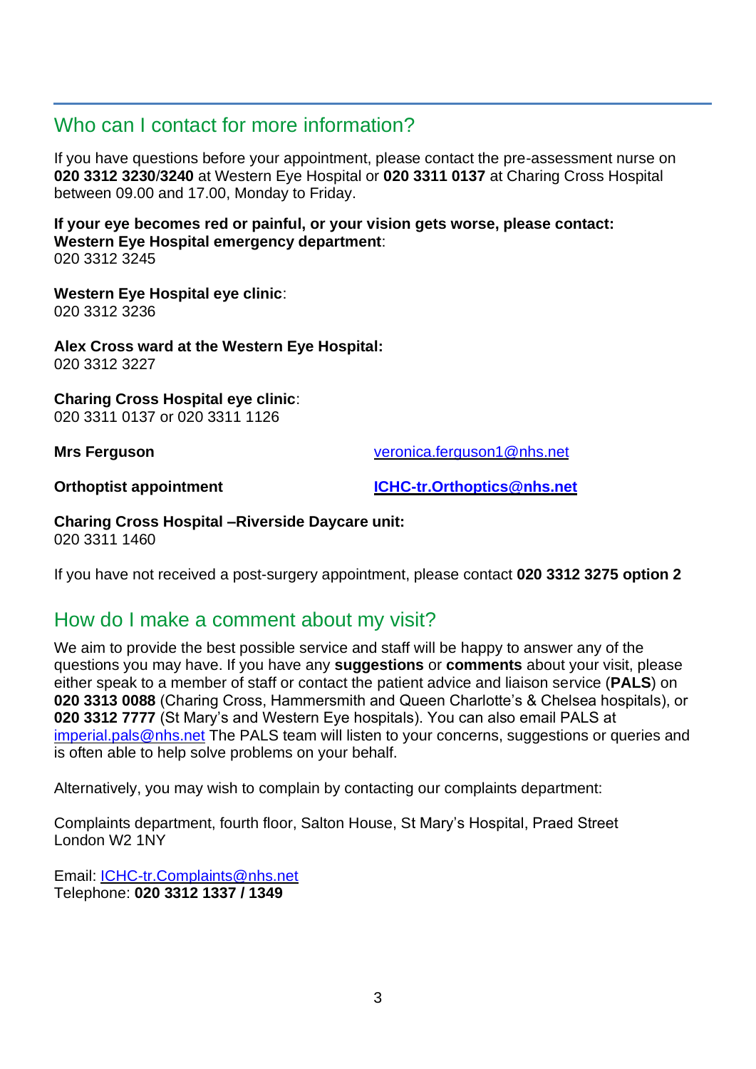## Who can I contact for more information?

If you have questions before your appointment, please contact the pre-assessment nurse on **020 3312 3230**/**3240** at Western Eye Hospital or **020 3311 0137** at Charing Cross Hospital between 09.00 and 17.00, Monday to Friday.

**If your eye becomes red or painful, or your vision gets worse, please contact:**
**Western Eye Hospital emergency department**:
020 3312 3245

**Western Eye Hospital eye clinic**:
020 3312 3236

**Alex Cross ward at the Western Eye Hospital:**
020 3312 3227

**Charing Cross Hospital eye clinic**:
020 3311 0137 or 020 3311 1126

**Mrs Ferguson** veronica.ferguson1@nhs.net

**Orthoptist appointment** **ICHC-tr.Orthoptics@nhs.net**

**Charing Cross Hospital –Riverside Daycare unit:**
020 3311 1460

If you have not received a post-surgery appointment, please contact **020 3312 3275 option 2**

## How do I make a comment about my visit?

We aim to provide the best possible service and staff will be happy to answer any of the questions you may have. If you have any **suggestions** or **comments** about your visit, please either speak to a member of staff or contact the patient advice and liaison service (**PALS**) on **020 3313 0088** (Charing Cross, Hammersmith and Queen Charlotte's & Chelsea hospitals), or **020 3312 7777** (St Mary's and Western Eye hospitals). You can also email PALS at imperial.pals@nhs.net The PALS team will listen to your concerns, suggestions or queries and is often able to help solve problems on your behalf.

Alternatively, you may wish to complain by contacting our complaints department:

Complaints department, fourth floor, Salton House, St Mary's Hospital, Praed Street
London W2 1NY

Email: ICHC-tr.Complaints@nhs.net
Telephone: **020 3312 1337 / 1349**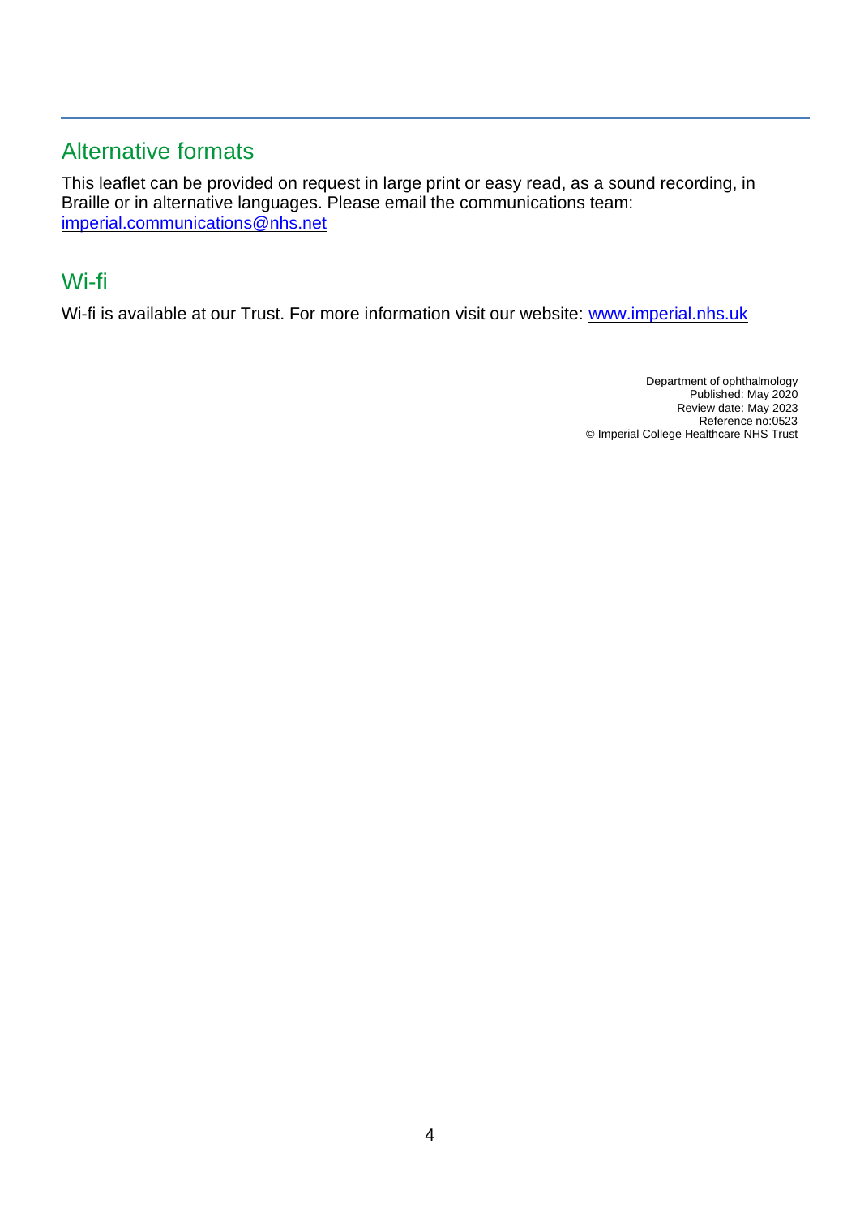## Alternative formats

This leaflet can be provided on request in large print or easy read, as a sound recording, in Braille or in alternative languages. Please email the communications team: imperial.communications@nhs.net

## Wi-fi

Wi-fi is available at our Trust. For more information visit our website: www.imperial.nhs.uk

Department of ophthalmology
Published: May 2020
Review date: May 2023
Reference no:0523
© Imperial College Healthcare NHS Trust